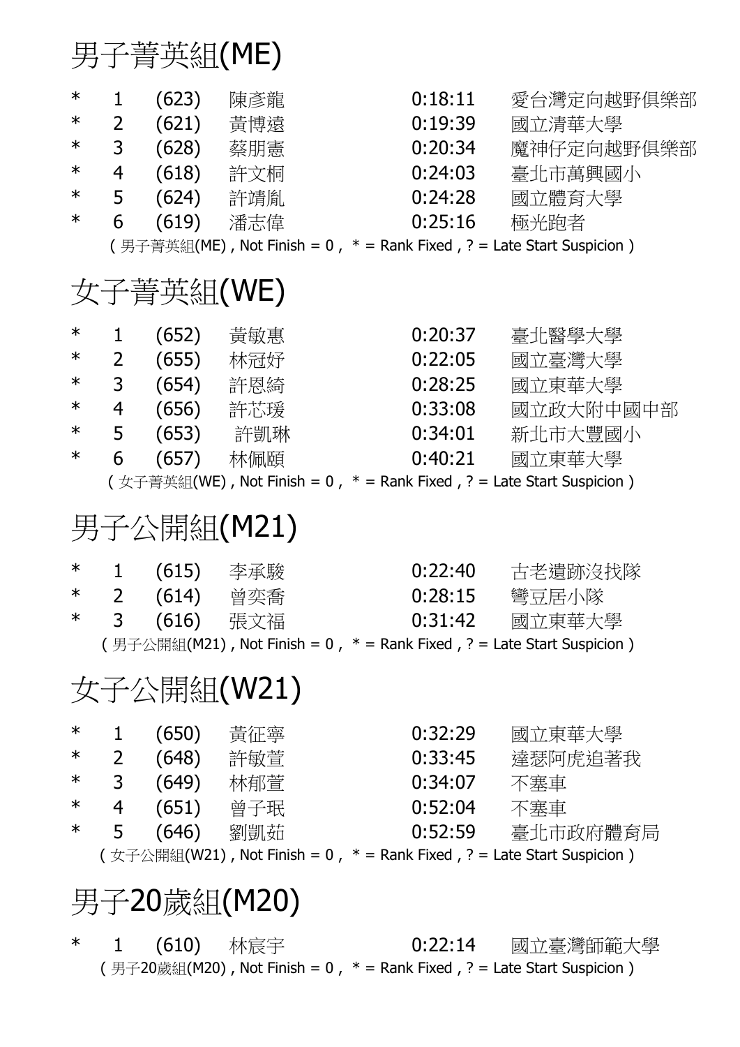# 男子菁英組(ME)

| | | | | | |
|---|---|---|---|---|---|
| * | 1 | (623) | 陳彥龍 | 0:18:11 | 愛台灣定向越野俱樂部 |
| * | 2 | (621) | 黃博遠 | 0:19:39 | 國立清華大學 |
| * | 3 | (628) | 蔡朋憲 | 0:20:34 | 魔神仔定向越野俱樂部 |
| * | 4 | (618) | 許文桐 | 0:24:03 | 臺北市萬興國小 |
| * | 5 | (624) | 許靖胤 | 0:24:28 | 國立體育大學 |
| * | 6 | (619) | 潘志偉 | 0:25:16 | 極光跑者 |

( 男子菁英組(ME) , Not Finish = 0 , * = Rank Fixed , ? = Late Start Suspicion )

# 女子菁英組(WE)

| | | | | | |
|---|---|---|---|---|---|
| * | 1 | (652) | 黃敏惠 | 0:20:37 | 臺北醫學大學 |
| * | 2 | (655) | 林冠妤 | 0:22:05 | 國立臺灣大學 |
| * | 3 | (654) | 許恩綺 | 0:28:25 | 國立東華大學 |
| * | 4 | (656) | 許芯瑗 | 0:33:08 | 國立政大附中國中部 |
| * | 5 | (653) | 許凱琳 | 0:34:01 | 新北市大豐國小 |
| * | 6 | (657) | 林佩頤 | 0:40:21 | 國立東華大學 |

( 女子菁英組(WE) , Not Finish = 0 , * = Rank Fixed , ? = Late Start Suspicion )

# 男子公開組(M21)

| | | | | | |
|---|---|---|---|---|---|
| * | 1 | (615) | 李承駿 | 0:22:40 | 古老遺跡沒找隊 |
| * | 2 | (614) | 曾奕喬 | 0:28:15 | 彎豆居小隊 |
| * | 3 | (616) | 張文福 | 0:31:42 | 國立東華大學 |

( 男子公開組(M21) , Not Finish = 0 , * = Rank Fixed , ? = Late Start Suspicion )

# 女子公開組(W21)

| | | | | | |
|---|---|---|---|---|---|
| * | 1 | (650) | 黃征寧 | 0:32:29 | 國立東華大學 |
| * | 2 | (648) | 許敏萱 | 0:33:45 | 達瑟阿虎追著我 |
| * | 3 | (649) | 林郁萱 | 0:34:07 | 不塞車 |
| * | 4 | (651) | 曾子珉 | 0:52:04 | 不塞車 |
| * | 5 | (646) | 劉凱茹 | 0:52:59 | 臺北市政府體育局 |

( 女子公開組(W21) , Not Finish = 0 , * = Rank Fixed , ? = Late Start Suspicion )

# 男子20歲組(M20)

| | | | | | |
|---|---|---|---|---|---|
| * | 1 | (610) | 林宸宇 | 0:22:14 | 國立臺灣師範大學 |

( 男子20歲組(M20) , Not Finish = 0 , * = Rank Fixed , ? = Late Start Suspicion )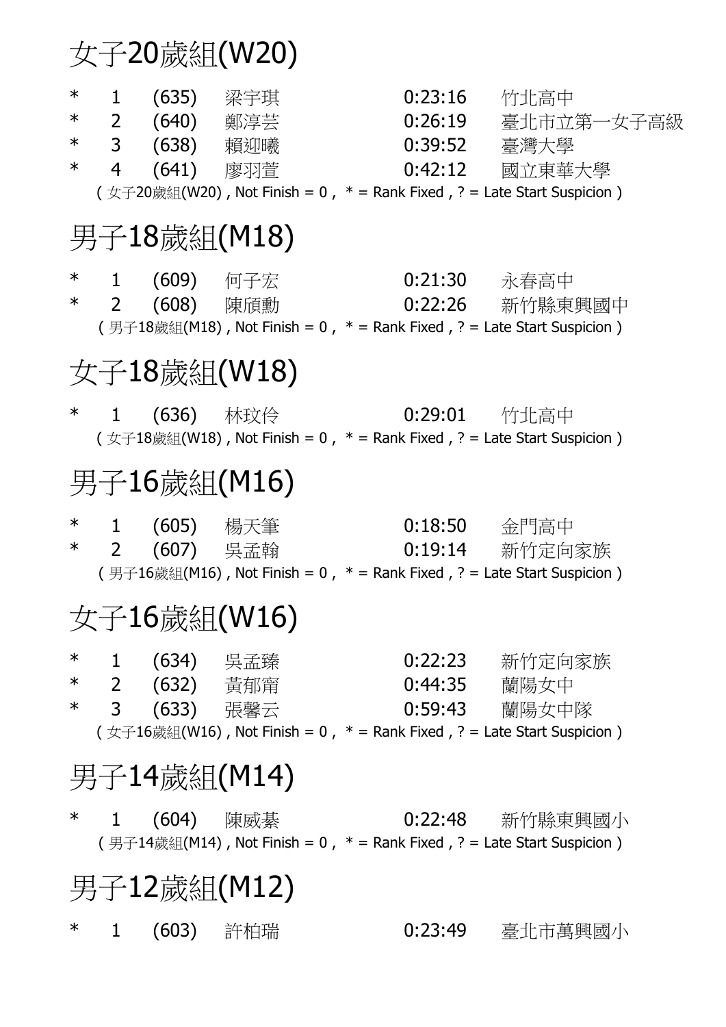# 女子20歲組(W20)

| | | | | | |
|---|---|---|---|---|---|
| * | 1 | (635) | 梁宇琪 | 0:23:16 | 竹北高中 |
| * | 2 | (640) | 鄭淳芸 | 0:26:19 | 臺北市立第一女子高級 |
| * | 3 | (638) | 賴迎曦 | 0:39:52 | 臺灣大學 |
| * | 4 | (641) | 廖羽萱 | 0:42:12 | 國立東華大學 |

( 女子20歲組(W20) , Not Finish = 0 , * = Rank Fixed , ? = Late Start Suspicion )

# 男子18歲組(M18)

| | | | | | |
|---|---|---|---|---|---|
| * | 1 | (609) | 何子宏 | 0:21:30 | 永春高中 |
| * | 2 | (608) | 陳頎勳 | 0:22:26 | 新竹縣東興國中 |

( 男子18歲組(M18) , Not Finish = 0 , * = Rank Fixed , ? = Late Start Suspicion )

# 女子18歲組(W18)

| | | | | | |
|---|---|---|---|---|---|
| * | 1 | (636) | 林玟伶 | 0:29:01 | 竹北高中 |

( 女子18歲組(W18) , Not Finish = 0 , * = Rank Fixed , ? = Late Start Suspicion )

# 男子16歲組(M16)

| | | | | | |
|---|---|---|---|---|---|
| * | 1 | (605) | 楊天筆 | 0:18:50 | 金門高中 |
| * | 2 | (607) | 吳孟翰 | 0:19:14 | 新竹定向家族 |

( 男子16歲組(M16) , Not Finish = 0 , * = Rank Fixed , ? = Late Start Suspicion )

# 女子16歲組(W16)

| | | | | | |
|---|---|---|---|---|---|
| * | 1 | (634) | 吳孟臻 | 0:22:23 | 新竹定向家族 |
| * | 2 | (632) | 黃郁甯 | 0:44:35 | 蘭陽女中 |
| * | 3 | (633) | 張馨云 | 0:59:43 | 蘭陽女中隊 |

( 女子16歲組(W16) , Not Finish = 0 , * = Rank Fixed , ? = Late Start Suspicion )

# 男子14歲組(M14)

| | | | | | |
|---|---|---|---|---|---|
| * | 1 | (604) | 陳威綦 | 0:22:48 | 新竹縣東興國小 |

( 男子14歲組(M14) , Not Finish = 0 , * = Rank Fixed , ? = Late Start Suspicion )

# 男子12歲組(M12)

| | | | | | |
|---|---|---|---|---|---|
| * | 1 | (603) | 許柏瑞 | 0:23:49 | 臺北市萬興國小 |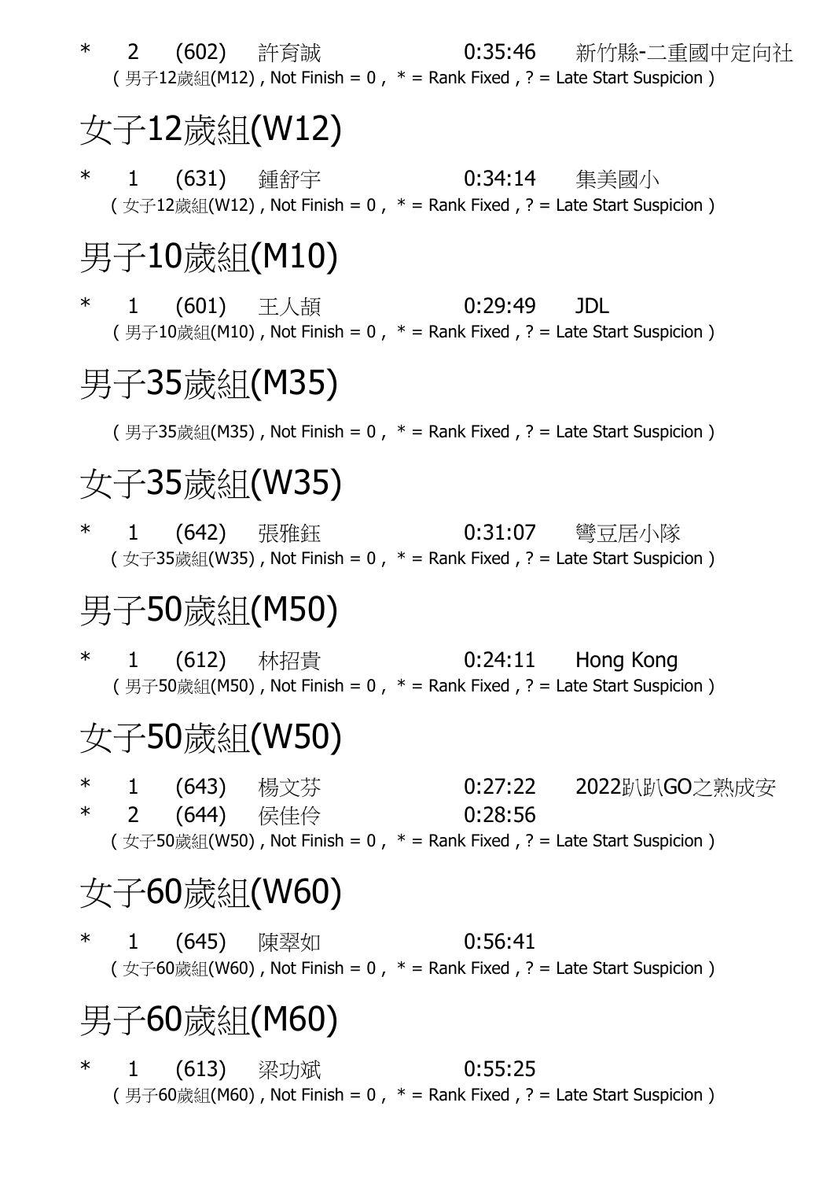| | | | | | |
|---|---|---|---|---|---|
| * | 2 | (602) | 許育誠 | 0:35:46 | 新竹縣-二重國中定向社 |

( 男子12歲組(M12) , Not Finish = 0 , * = Rank Fixed , ? = Late Start Suspicion )

# 女子12歲組(W12)

| | | | | | |
|---|---|---|---|---|---|
| * | 1 | (631) | 鍾舒宇 | 0:34:14 | 集美國小 |

( 女子12歲組(W12) , Not Finish = 0 , * = Rank Fixed , ? = Late Start Suspicion )

# 男子10歲組(M10)

| | | | | | |
|---|---|---|---|---|---|
| * | 1 | (601) | 王人頡 | 0:29:49 | JDL |

( 男子10歲組(M10) , Not Finish = 0 , * = Rank Fixed , ? = Late Start Suspicion )

# 男子35歲組(M35)

( 男子35歲組(M35) , Not Finish = 0 , * = Rank Fixed , ? = Late Start Suspicion )

# 女子35歲組(W35)

| | | | | | |
|---|---|---|---|---|---|
| * | 1 | (642) | 張雅鈺 | 0:31:07 | 彎豆居小隊 |

( 女子35歲組(W35) , Not Finish = 0 , * = Rank Fixed , ? = Late Start Suspicion )

# 男子50歲組(M50)

| | | | | | |
|---|---|---|---|---|---|
| * | 1 | (612) | 林招貴 | 0:24:11 | Hong Kong |

( 男子50歲組(M50) , Not Finish = 0 , * = Rank Fixed , ? = Late Start Suspicion )

# 女子50歲組(W50)

| | | | | | |
|---|---|---|---|---|---|
| * | 1 | (643) | 楊文芬 | 0:27:22 | 2022趴趴GO之熟成安 |
| * | 2 | (644) | 侯佳伶 | 0:28:56 | |

( 女子50歲組(W50) , Not Finish = 0 , * = Rank Fixed , ? = Late Start Suspicion )

# 女子60歲組(W60)

| | | | | | |
|---|---|---|---|---|---|
| * | 1 | (645) | 陳翠如 | 0:56:41 | |

( 女子60歲組(W60) , Not Finish = 0 , * = Rank Fixed , ? = Late Start Suspicion )

# 男子60歲組(M60)

| | | | | | |
|---|---|---|---|---|---|
| * | 1 | (613) | 梁功斌 | 0:55:25 | |

( 男子60歲組(M60) , Not Finish = 0 , * = Rank Fixed , ? = Late Start Suspicion )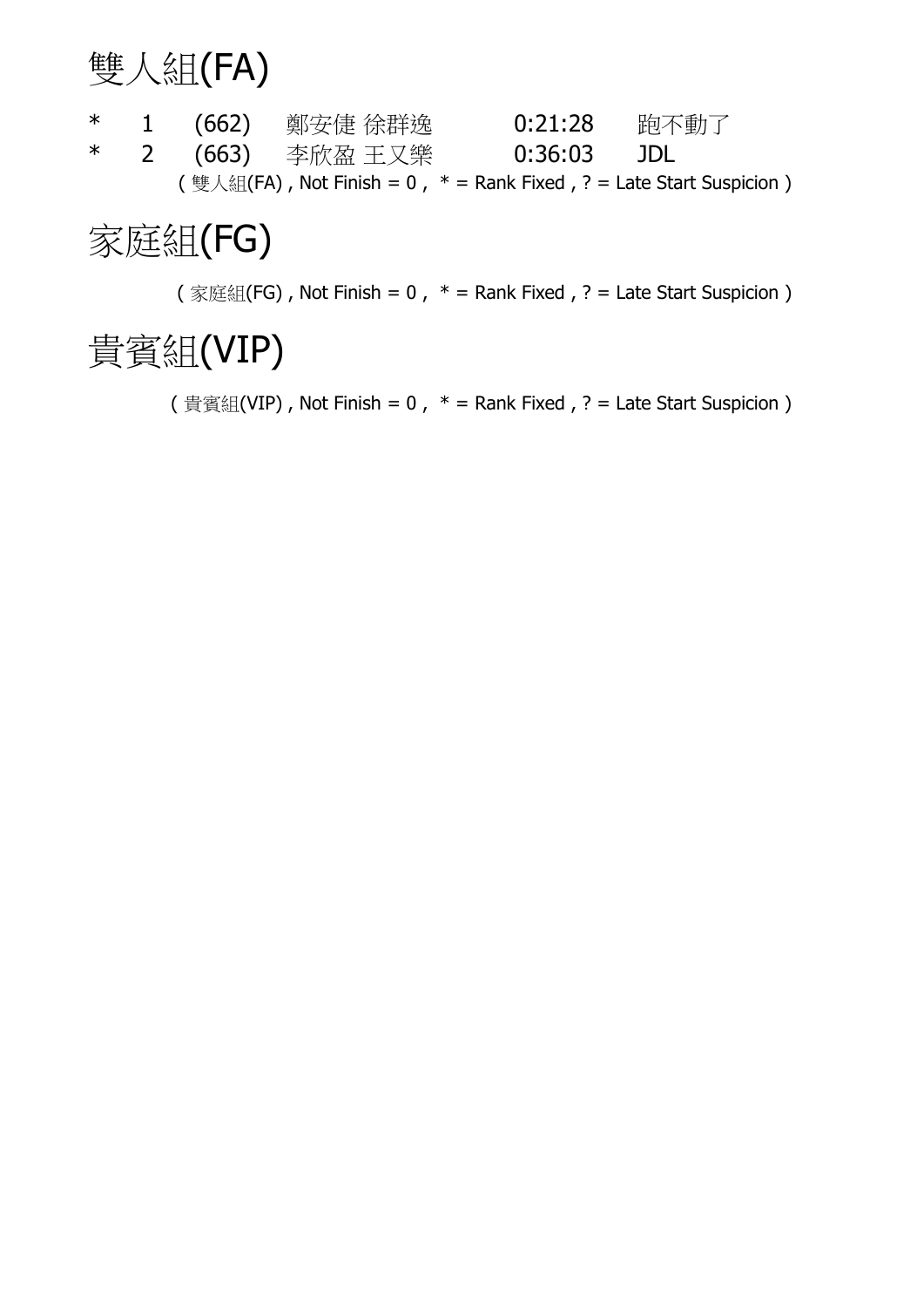# 雙人組(FA)

| | | | | | |
|---|---|---|---|---|---|
| * | 1 | (662) | 鄭安倢 徐群逸 | 0:21:28 | 跑不動了 |
| * | 2 | (663) | 李欣盈 王又樂 | 0:36:03 | JDL |

( 雙人組(FA) , Not Finish = 0 ,  * = Rank Fixed , ? = Late Start Suspicion )

# 家庭組(FG)

( 家庭組(FG) , Not Finish = 0 ,  * = Rank Fixed , ? = Late Start Suspicion )

# 貴賓組(VIP)

( 貴賓組(VIP) , Not Finish = 0 ,  * = Rank Fixed , ? = Late Start Suspicion )